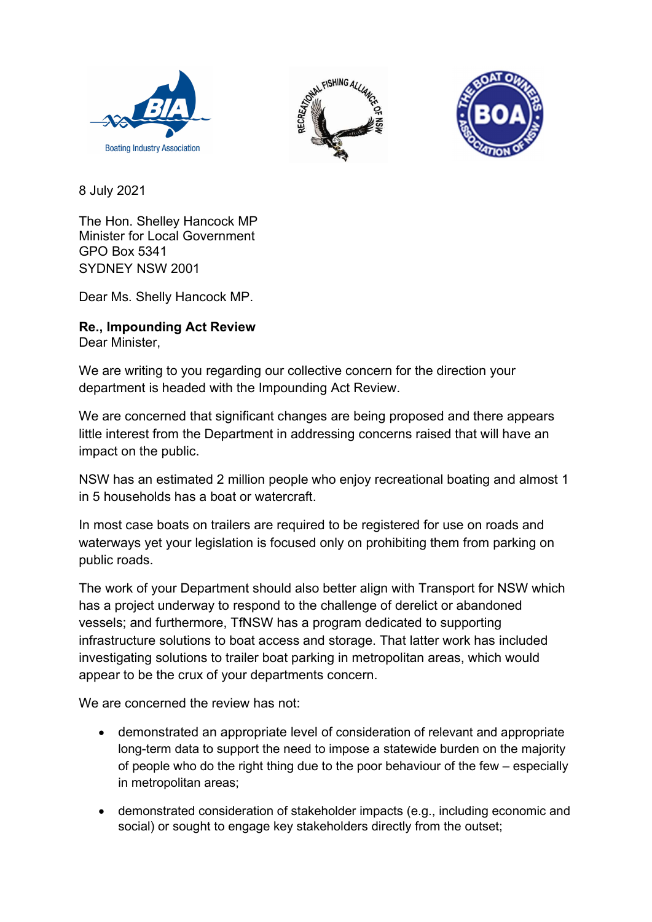Boating Industry Association

RECREATIONAL FISHING ALLIANCE OF NSW

THE BOAT OWNERS ASSOCIATION OF NSW

8 July 2021

The Hon. Shelley Hancock MP
Minister for Local Government
GPO Box 5341
SYDNEY NSW 2001

Dear Ms. Shelly Hancock MP.

**Re., Impounding Act Review**
Dear Minister,

We are writing to you regarding our collective concern for the direction your department is headed with the Impounding Act Review.

We are concerned that significant changes are being proposed and there appears little interest from the Department in addressing concerns raised that will have an impact on the public.

NSW has an estimated 2 million people who enjoy recreational boating and almost 1 in 5 households has a boat or watercraft.

In most case boats on trailers are required to be registered for use on roads and waterways yet your legislation is focused only on prohibiting them from parking on public roads.

The work of your Department should also better align with Transport for NSW which has a project underway to respond to the challenge of derelict or abandoned vessels; and furthermore, TfNSW has a program dedicated to supporting infrastructure solutions to boat access and storage. That latter work has included investigating solutions to trailer boat parking in metropolitan areas, which would appear to be the crux of your departments concern.

We are concerned the review has not:

- demonstrated an appropriate level of consideration of relevant and appropriate long-term data to support the need to impose a statewide burden on the majority of people who do the right thing due to the poor behaviour of the few – especially in metropolitan areas;
- demonstrated consideration of stakeholder impacts (e.g., including economic and social) or sought to engage key stakeholders directly from the outset;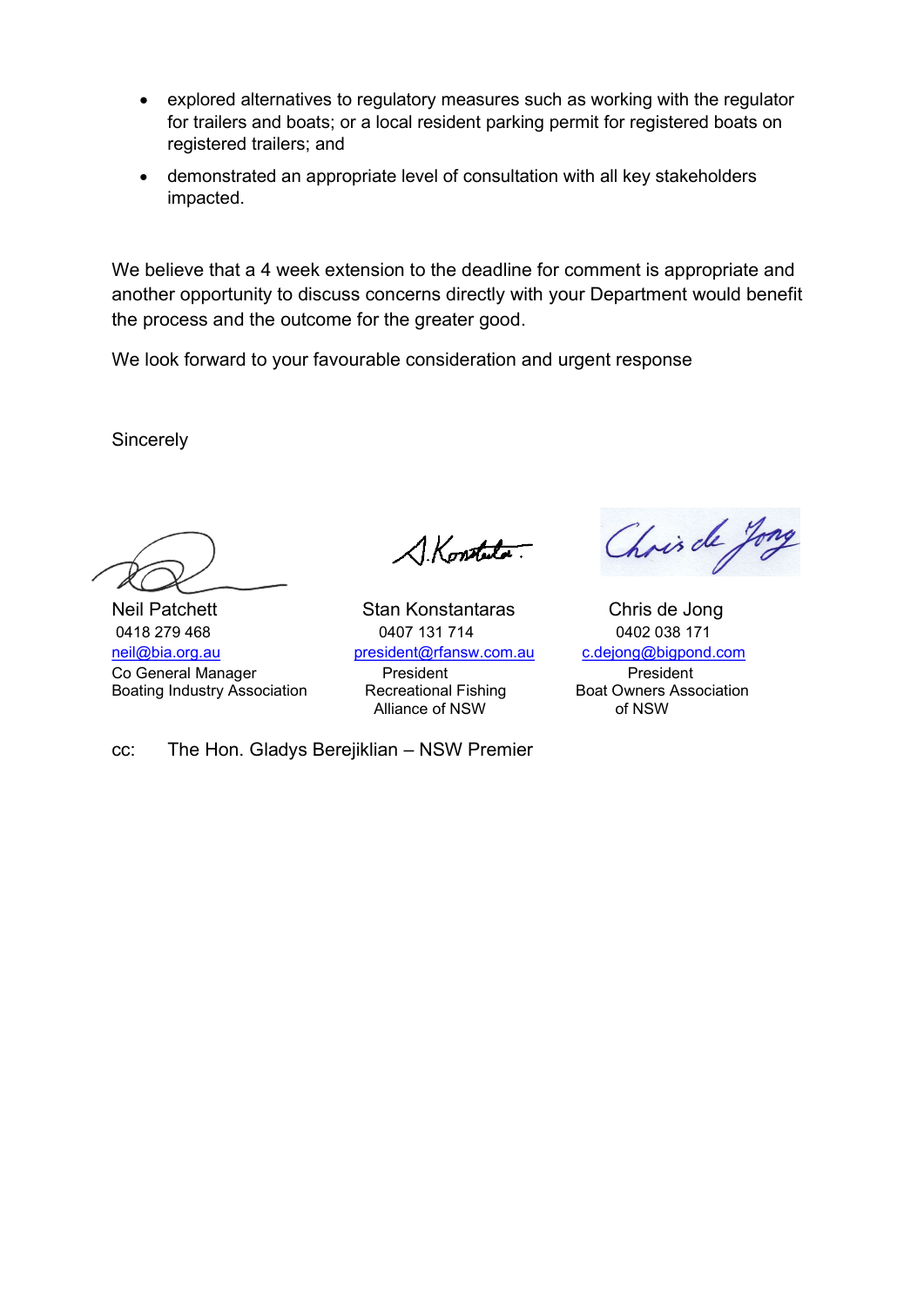- explored alternatives to regulatory measures such as working with the regulator for trailers and boats; or a local resident parking permit for registered boats on registered trailers; and
- demonstrated an appropriate level of consultation with all key stakeholders impacted.

We believe that a 4 week extension to the deadline for comment is appropriate and another opportunity to discuss concerns directly with your Department would benefit the process and the outcome for the greater good.

We look forward to your favourable consideration and urgent response

Sincerely

Neil Patchett
0418 279 468
neil@bia.org.au
Co General Manager
Boating Industry Association

Stan Konstantaras
0407 131 714
president@rfansw.com.au
President
Recreational Fishing Alliance of NSW

Chris de Jong
0402 038 171
c.dejong@bigpond.com
President
Boat Owners Association of NSW

cc: The Hon. Gladys Berejiklian – NSW Premier